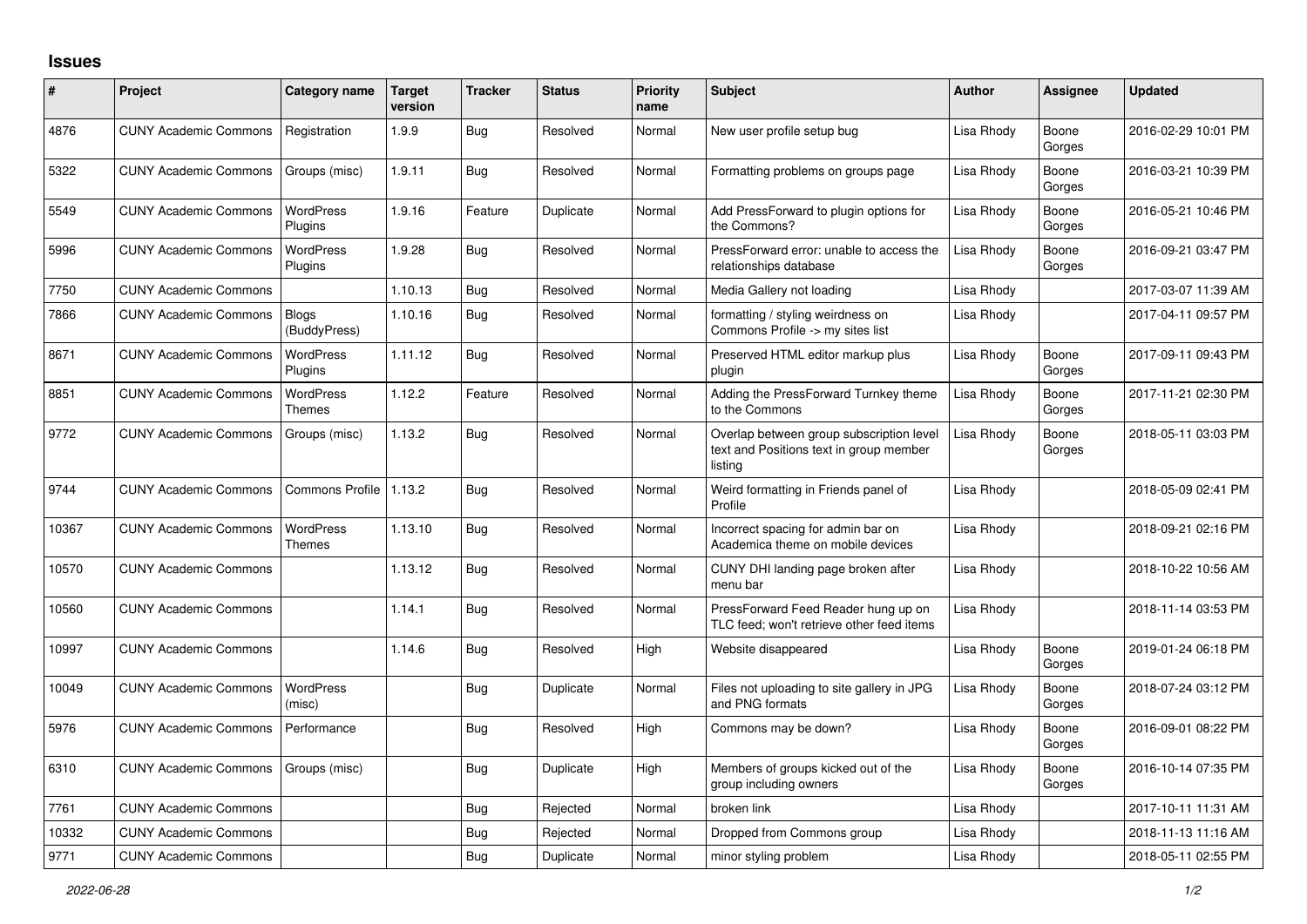## Issues

| # | Project | Category name | Target version | Tracker | Status | Priority name | Subject | Author | Assignee | Updated |
|---|---|---|---|---|---|---|---|---|---|---|
| 4876 | CUNY Academic Commons | Registration | 1.9.9 | Bug | Resolved | Normal | New user profile setup bug | Lisa Rhody | Boone Gorges | 2016-02-29 10:01 PM |
| 5322 | CUNY Academic Commons | Groups (misc) | 1.9.11 | Bug | Resolved | Normal | Formatting problems on groups page | Lisa Rhody | Boone Gorges | 2016-03-21 10:39 PM |
| 5549 | CUNY Academic Commons | WordPress Plugins | 1.9.16 | Feature | Duplicate | Normal | Add PressForward to plugin options for the Commons? | Lisa Rhody | Boone Gorges | 2016-05-21 10:46 PM |
| 5996 | CUNY Academic Commons | WordPress Plugins | 1.9.28 | Bug | Resolved | Normal | PressForward error: unable to access the relationships database | Lisa Rhody | Boone Gorges | 2016-09-21 03:47 PM |
| 7750 | CUNY Academic Commons | | 1.10.13 | Bug | Resolved | Normal | Media Gallery not loading | Lisa Rhody | | 2017-03-07 11:39 AM |
| 7866 | CUNY Academic Commons | Blogs (BuddyPress) | 1.10.16 | Bug | Resolved | Normal | formatting / styling weirdness on Commons Profile -> my sites list | Lisa Rhody | | 2017-04-11 09:57 PM |
| 8671 | CUNY Academic Commons | WordPress Plugins | 1.11.12 | Bug | Resolved | Normal | Preserved HTML editor markup plus plugin | Lisa Rhody | Boone Gorges | 2017-09-11 09:43 PM |
| 8851 | CUNY Academic Commons | WordPress Themes | 1.12.2 | Feature | Resolved | Normal | Adding the PressForward Turnkey theme to the Commons | Lisa Rhody | Boone Gorges | 2017-11-21 02:30 PM |
| 9772 | CUNY Academic Commons | Groups (misc) | 1.13.2 | Bug | Resolved | Normal | Overlap between group subscription level text and Positions text in group member listing | Lisa Rhody | Boone Gorges | 2018-05-11 03:03 PM |
| 9744 | CUNY Academic Commons | Commons Profile | 1.13.2 | Bug | Resolved | Normal | Weird formatting in Friends panel of Profile | Lisa Rhody | | 2018-05-09 02:41 PM |
| 10367 | CUNY Academic Commons | WordPress Themes | 1.13.10 | Bug | Resolved | Normal | Incorrect spacing for admin bar on Academica theme on mobile devices | Lisa Rhody | | 2018-09-21 02:16 PM |
| 10570 | CUNY Academic Commons | | 1.13.12 | Bug | Resolved | Normal | CUNY DHI landing page broken after menu bar | Lisa Rhody | | 2018-10-22 10:56 AM |
| 10560 | CUNY Academic Commons | | 1.14.1 | Bug | Resolved | Normal | PressForward Feed Reader hung up on TLC feed; won't retrieve other feed items | Lisa Rhody | | 2018-11-14 03:53 PM |
| 10997 | CUNY Academic Commons | | 1.14.6 | Bug | Resolved | High | Website disappeared | Lisa Rhody | Boone Gorges | 2019-01-24 06:18 PM |
| 10049 | CUNY Academic Commons | WordPress (misc) | | Bug | Duplicate | Normal | Files not uploading to site gallery in JPG and PNG formats | Lisa Rhody | Boone Gorges | 2018-07-24 03:12 PM |
| 5976 | CUNY Academic Commons | Performance | | Bug | Resolved | High | Commons may be down? | Lisa Rhody | Boone Gorges | 2016-09-01 08:22 PM |
| 6310 | CUNY Academic Commons | Groups (misc) | | Bug | Duplicate | High | Members of groups kicked out of the group including owners | Lisa Rhody | Boone Gorges | 2016-10-14 07:35 PM |
| 7761 | CUNY Academic Commons | | | Bug | Rejected | Normal | broken link | Lisa Rhody | | 2017-10-11 11:31 AM |
| 10332 | CUNY Academic Commons | | | Bug | Rejected | Normal | Dropped from Commons group | Lisa Rhody | | 2018-11-13 11:16 AM |
| 9771 | CUNY Academic Commons | | | Bug | Duplicate | Normal | minor styling problem | Lisa Rhody | | 2018-05-11 02:55 PM |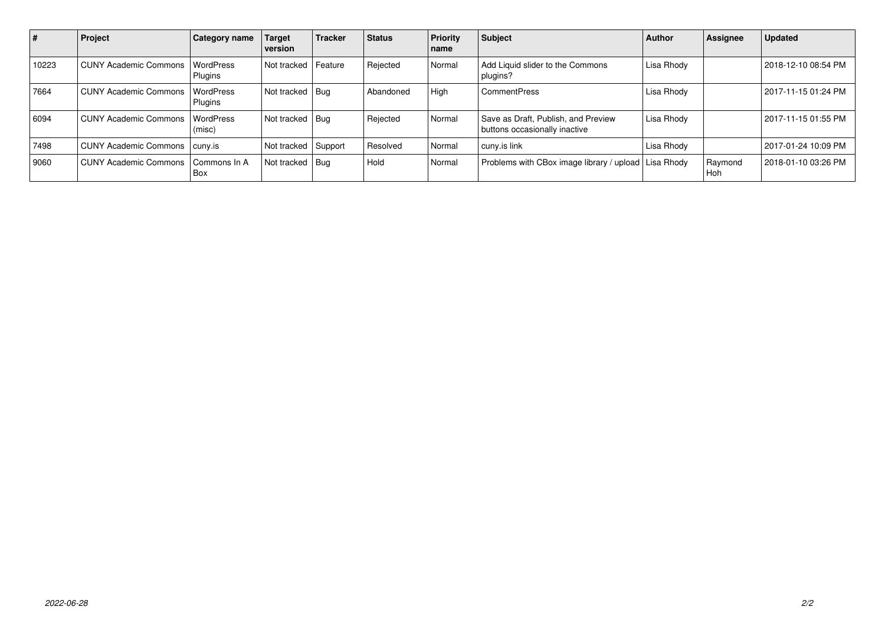| # | Project | Category name | Target version | Tracker | Status | Priority name | Subject | Author | Assignee | Updated |
|---|---|---|---|---|---|---|---|---|---|---|
| 10223 | CUNY Academic Commons | WordPress Plugins | Not tracked | Feature | Rejected | Normal | Add Liquid slider to the Commons plugins? | Lisa Rhody | | 2018-12-10 08:54 PM |
| 7664 | CUNY Academic Commons | WordPress Plugins | Not tracked | Bug | Abandoned | High | CommentPress | Lisa Rhody | | 2017-11-15 01:24 PM |
| 6094 | CUNY Academic Commons | WordPress (misc) | Not tracked | Bug | Rejected | Normal | Save as Draft, Publish, and Preview buttons occasionally inactive | Lisa Rhody | | 2017-11-15 01:55 PM |
| 7498 | CUNY Academic Commons | cuny.is | Not tracked | Support | Resolved | Normal | cuny.is link | Lisa Rhody | | 2017-01-24 10:09 PM |
| 9060 | CUNY Academic Commons | Commons In A Box | Not tracked | Bug | Hold | Normal | Problems with CBox image library / upload | Lisa Rhody | Raymond Hoh | 2018-01-10 03:26 PM |